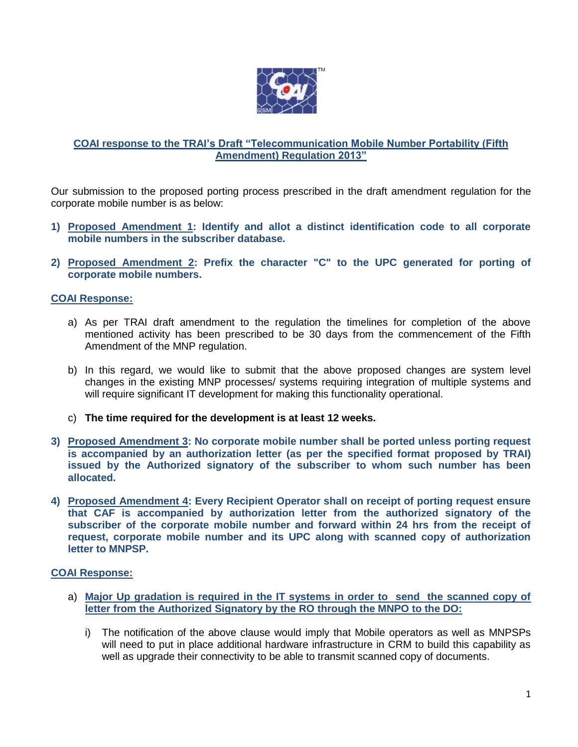# COAI response to the TRAI's Draft "Telecommunication Mobile Number Portability (Fifth Amendment) Regulation 2013"

Our submission to the proposed porting process prescribed in the draft amendment regulation for the corporate mobile number is as below:

1) **Proposed Amendment 1: Identify and allot a distinct identification code to all corporate mobile numbers in the subscriber database.**

2) **Proposed Amendment 2: Prefix the character "C" to the UPC generated for porting of corporate mobile numbers.**

**COAI Response:**

a) As per TRAI draft amendment to the regulation the timelines for completion of the above mentioned activity has been prescribed to be 30 days from the commencement of the Fifth Amendment of the MNP regulation.

b) In this regard, we would like to submit that the above proposed changes are system level changes in the existing MNP processes/ systems requiring integration of multiple systems and will require significant IT development for making this functionality operational.

c) **The time required for the development is at least 12 weeks.**

3) **Proposed Amendment 3: No corporate mobile number shall be ported unless porting request is accompanied by an authorization letter (as per the specified format proposed by TRAI) issued by the Authorized signatory of the subscriber to whom such number has been allocated.**

4) **Proposed Amendment 4: Every Recipient Operator shall on receipt of porting request ensure that CAF is accompanied by authorization letter from the authorized signatory of the subscriber of the corporate mobile number and forward within 24 hrs from the receipt of request, corporate mobile number and its UPC along with scanned copy of authorization letter to MNPSP.**

**COAI Response:**

a) **Major Up gradation is required in the IT systems in order to send the scanned copy of letter from the Authorized Signatory by the RO through the MNPO to the DO:**

   i) The notification of the above clause would imply that Mobile operators as well as MNPSPs will need to put in place additional hardware infrastructure in CRM to build this capability as well as upgrade their connectivity to be able to transmit scanned copy of documents.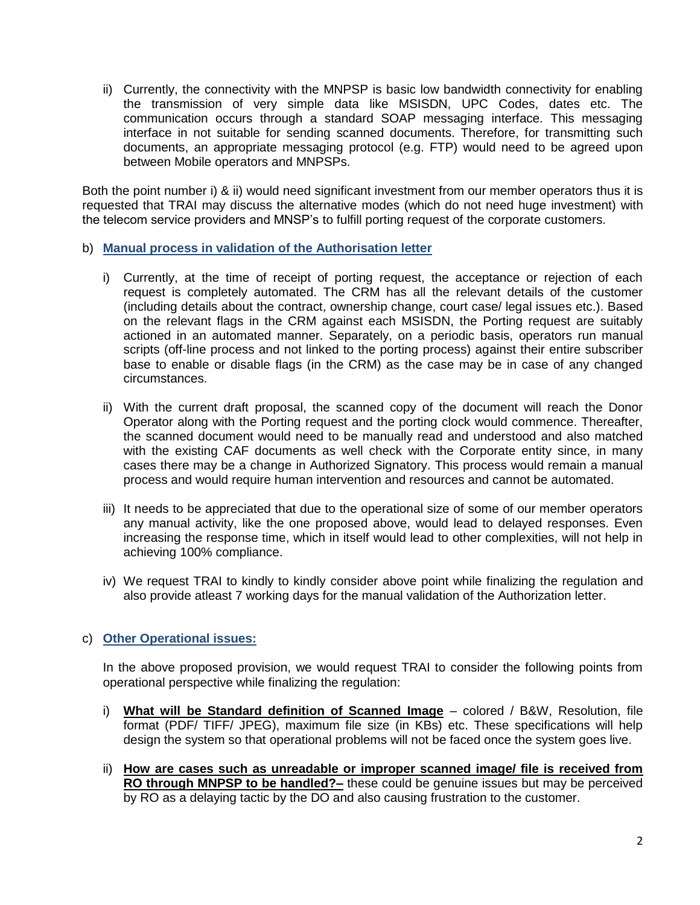ii) Currently, the connectivity with the MNPSP is basic low bandwidth connectivity for enabling the transmission of very simple data like MSISDN, UPC Codes, dates etc. The communication occurs through a standard SOAP messaging interface. This messaging interface in not suitable for sending scanned documents. Therefore, for transmitting such documents, an appropriate messaging protocol (e.g. FTP) would need to be agreed upon between Mobile operators and MNPSPs.

Both the point number i) & ii) would need significant investment from our member operators thus it is requested that TRAI may discuss the alternative modes (which do not need huge investment) with the telecom service providers and MNSP's to fulfill porting request of the corporate customers.

b) **Manual process in validation of the Authorisation letter**

i) Currently, at the time of receipt of porting request, the acceptance or rejection of each request is completely automated. The CRM has all the relevant details of the customer (including details about the contract, ownership change, court case/ legal issues etc.). Based on the relevant flags in the CRM against each MSISDN, the Porting request are suitably actioned in an automated manner. Separately, on a periodic basis, operators run manual scripts (off-line process and not linked to the porting process) against their entire subscriber base to enable or disable flags (in the CRM) as the case may be in case of any changed circumstances.

ii) With the current draft proposal, the scanned copy of the document will reach the Donor Operator along with the Porting request and the porting clock would commence. Thereafter, the scanned document would need to be manually read and understood and also matched with the existing CAF documents as well check with the Corporate entity since, in many cases there may be a change in Authorized Signatory. This process would remain a manual process and would require human intervention and resources and cannot be automated.

iii) It needs to be appreciated that due to the operational size of some of our member operators any manual activity, like the one proposed above, would lead to delayed responses. Even increasing the response time, which in itself would lead to other complexities, will not help in achieving 100% compliance.

iv) We request TRAI to kindly to kindly consider above point while finalizing the regulation and also provide atleast 7 working days for the manual validation of the Authorization letter.

c) **Other Operational issues:**

In the above proposed provision, we would request TRAI to consider the following points from operational perspective while finalizing the regulation:

i) **What will be Standard definition of Scanned Image** – colored / B&W, Resolution, file format (PDF/ TIFF/ JPEG), maximum file size (in KBs) etc. These specifications will help design the system so that operational problems will not be faced once the system goes live.

ii) **How are cases such as unreadable or improper scanned image/ file is received from RO through MNPSP to be handled?–** these could be genuine issues but may be perceived by RO as a delaying tactic by the DO and also causing frustration to the customer.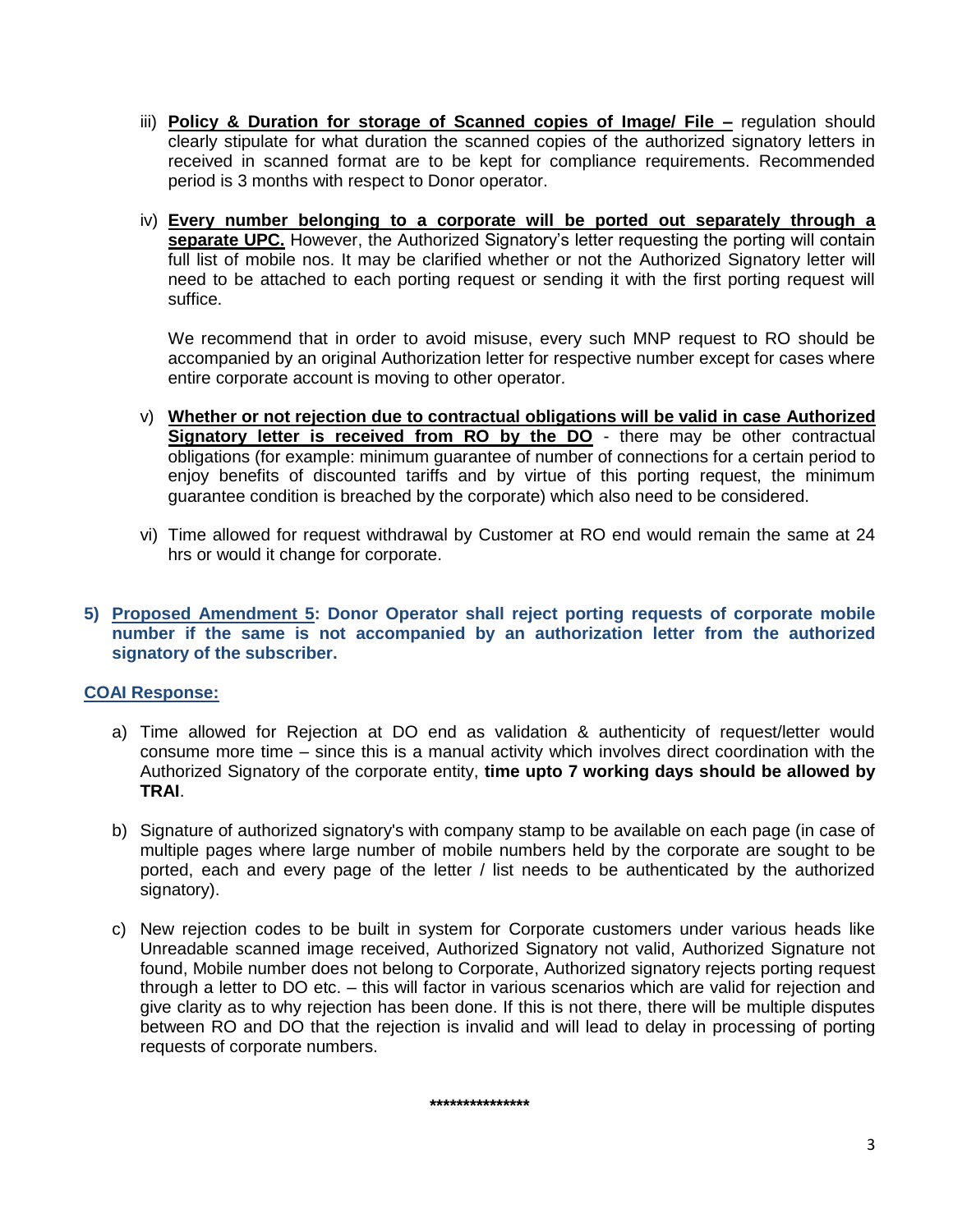iii) **Policy & Duration for storage of Scanned copies of Image/ File –** regulation should clearly stipulate for what duration the scanned copies of the authorized signatory letters in received in scanned format are to be kept for compliance requirements. Recommended period is 3 months with respect to Donor operator.

iv) **Every number belonging to a corporate will be ported out separately through a separate UPC.** However, the Authorized Signatory's letter requesting the porting will contain full list of mobile nos. It may be clarified whether or not the Authorized Signatory letter will need to be attached to each porting request or sending it with the first porting request will suffice.

We recommend that in order to avoid misuse, every such MNP request to RO should be accompanied by an original Authorization letter for respective number except for cases where entire corporate account is moving to other operator.

v) **Whether or not rejection due to contractual obligations will be valid in case Authorized Signatory letter is received from RO by the DO** - there may be other contractual obligations (for example: minimum guarantee of number of connections for a certain period to enjoy benefits of discounted tariffs and by virtue of this porting request, the minimum guarantee condition is breached by the corporate) which also need to be considered.

vi) Time allowed for request withdrawal by Customer at RO end would remain the same at 24 hrs or would it change for corporate.

**5) Proposed Amendment 5: Donor Operator shall reject porting requests of corporate mobile number if the same is not accompanied by an authorization letter from the authorized signatory of the subscriber.**

**COAI Response:**

a) Time allowed for Rejection at DO end as validation & authenticity of request/letter would consume more time – since this is a manual activity which involves direct coordination with the Authorized Signatory of the corporate entity, **time upto 7 working days should be allowed by TRAI**.

b) Signature of authorized signatory's with company stamp to be available on each page (in case of multiple pages where large number of mobile numbers held by the corporate are sought to be ported, each and every page of the letter / list needs to be authenticated by the authorized signatory).

c) New rejection codes to be built in system for Corporate customers under various heads like Unreadable scanned image received, Authorized Signatory not valid, Authorized Signature not found, Mobile number does not belong to Corporate, Authorized signatory rejects porting request through a letter to DO etc. – this will factor in various scenarios which are valid for rejection and give clarity as to why rejection has been done. If this is not there, there will be multiple disputes between RO and DO that the rejection is invalid and will lead to delay in processing of porting requests of corporate numbers.

***************